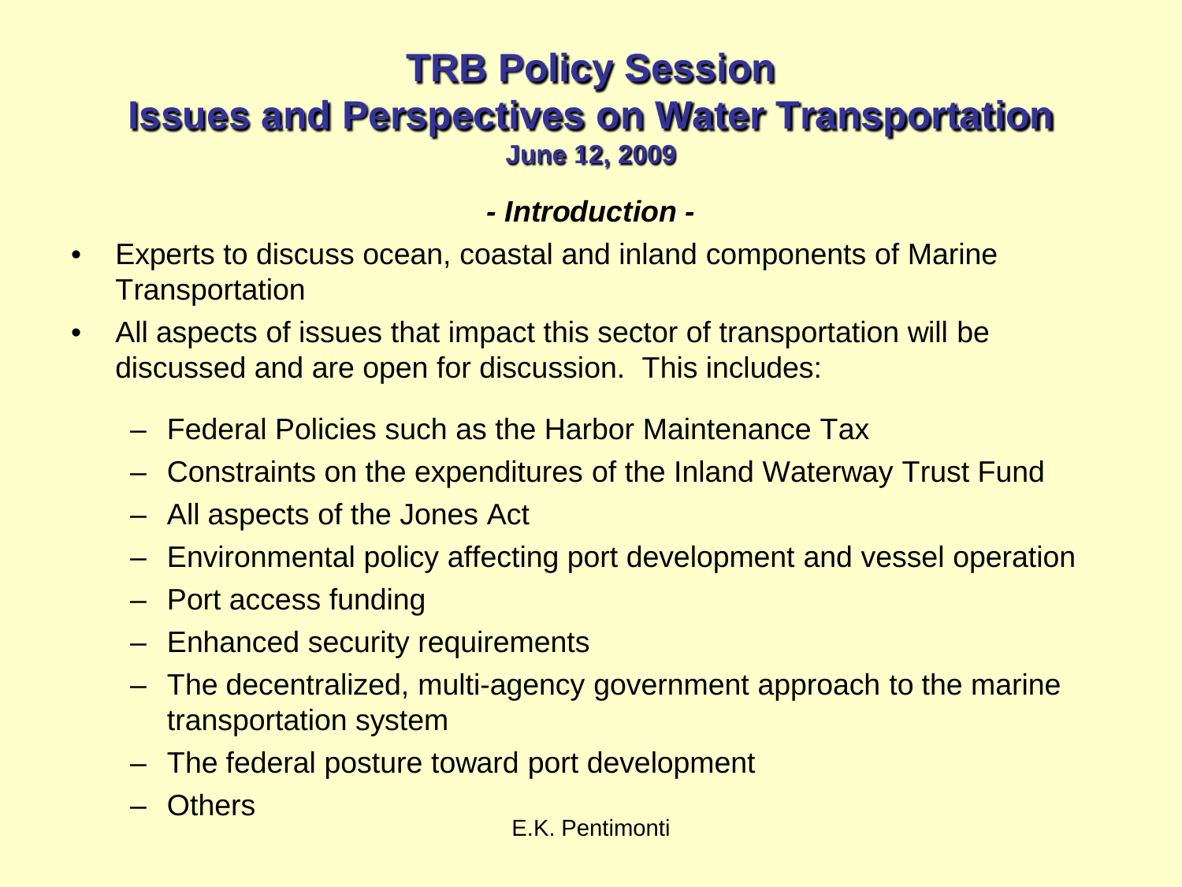# TRB Policy Session

## Issues and Perspectives on Water Transportation

### June 12, 2009

***- Introduction -***

- Experts to discuss ocean, coastal and inland components of Marine Transportation
- All aspects of issues that impact this sector of transportation will be discussed and are open for discussion. This includes:
  - Federal Policies such as the Harbor Maintenance Tax
  - Constraints on the expenditures of the Inland Waterway Trust Fund
  - All aspects of the Jones Act
  - Environmental policy affecting port development and vessel operation
  - Port access funding
  - Enhanced security requirements
  - The decentralized, multi-agency government approach to the marine transportation system
  - The federal posture toward port development
  - Others

E.K. Pentimonti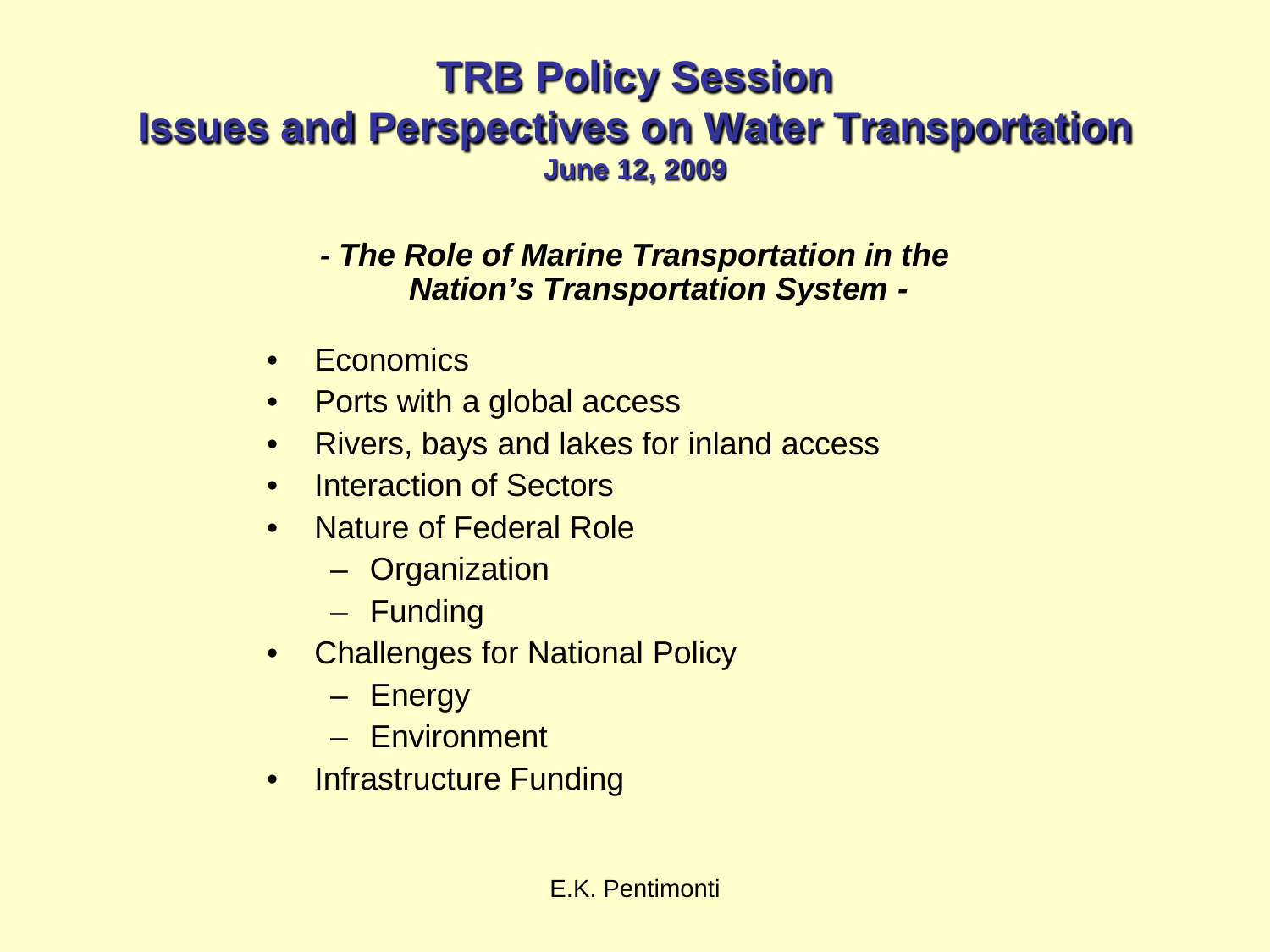# TRB Policy Session

## Issues and Perspectives on Water Transportation

### June 12, 2009

***- The Role of Marine Transportation in the Nation's Transportation System -***

- Economics
- Ports with a global access
- Rivers, bays and lakes for inland access
- Interaction of Sectors
- Nature of Federal Role
  - Organization
  - Funding
- Challenges for National Policy
  - Energy
  - Environment
- Infrastructure Funding

E.K. Pentimonti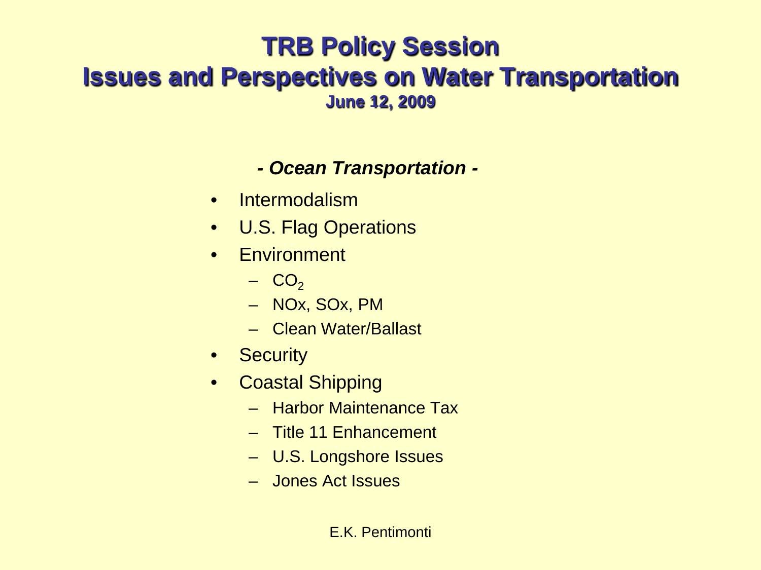# TRB Policy Session

# Issues and Perspectives on Water Transportation

### June 12, 2009

***- Ocean Transportation -***

- Intermodalism
- U.S. Flag Operations
- Environment
  - $CO_2$
  - NOx, SOx, PM
  - Clean Water/Ballast
- Security
- Coastal Shipping
  - Harbor Maintenance Tax
  - Title 11 Enhancement
  - U.S. Longshore Issues
  - Jones Act Issues

E.K. Pentimonti